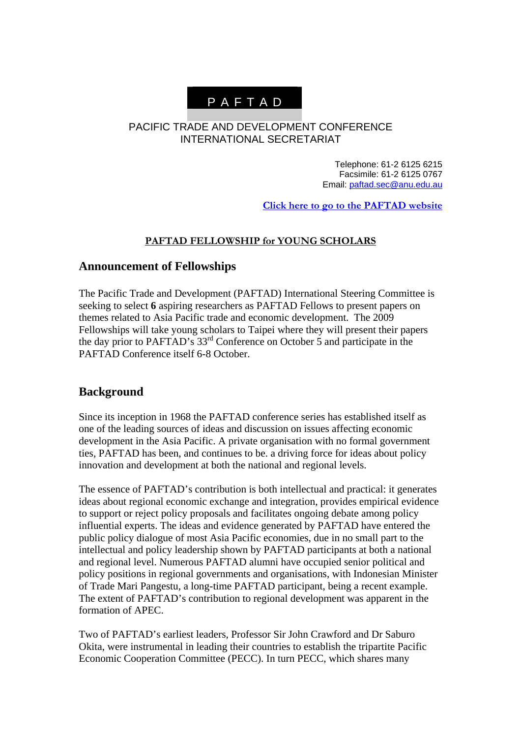# P A F T A D

PACIFIC TRADE AND DEVELOPMENT CONFERENCE
INTERNATIONAL SECRETARIAT

Telephone: 61-2 6125 6215
Facsimile: 61-2 6125 0767
Email: paftad.sec@anu.edu.au

Click here to go to the PAFTAD website

**PAFTAD FELLOWSHIP for YOUNG SCHOLARS**

## Announcement of Fellowships

The Pacific Trade and Development (PAFTAD) International Steering Committee is seeking to select **6** aspiring researchers as PAFTAD Fellows to present papers on themes related to Asia Pacific trade and economic development. The 2009 Fellowships will take young scholars to Taipei where they will present their papers the day prior to PAFTAD's 33rd Conference on October 5 and participate in the PAFTAD Conference itself 6-8 October.

## Background

Since its inception in 1968 the PAFTAD conference series has established itself as one of the leading sources of ideas and discussion on issues affecting economic development in the Asia Pacific. A private organisation with no formal government ties, PAFTAD has been, and continues to be. a driving force for ideas about policy innovation and development at both the national and regional levels.

The essence of PAFTAD's contribution is both intellectual and practical: it generates ideas about regional economic exchange and integration, provides empirical evidence to support or reject policy proposals and facilitates ongoing debate among policy influential experts. The ideas and evidence generated by PAFTAD have entered the public policy dialogue of most Asia Pacific economies, due in no small part to the intellectual and policy leadership shown by PAFTAD participants at both a national and regional level. Numerous PAFTAD alumni have occupied senior political and policy positions in regional governments and organisations, with Indonesian Minister of Trade Mari Pangestu, a long-time PAFTAD participant, being a recent example. The extent of PAFTAD's contribution to regional development was apparent in the formation of APEC.

Two of PAFTAD's earliest leaders, Professor Sir John Crawford and Dr Saburo Okita, were instrumental in leading their countries to establish the tripartite Pacific Economic Cooperation Committee (PECC). In turn PECC, which shares many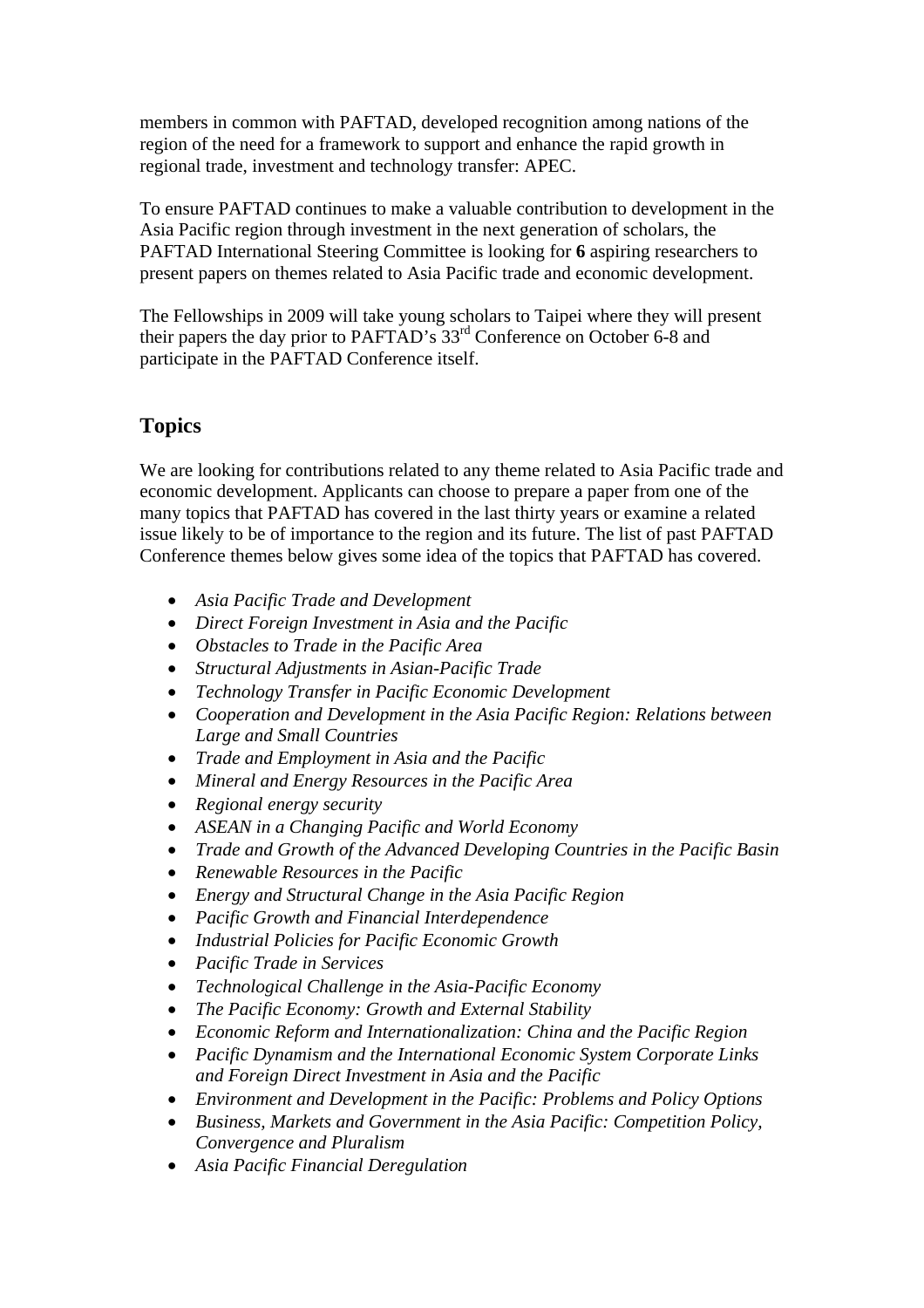members in common with PAFTAD, developed recognition among nations of the region of the need for a framework to support and enhance the rapid growth in regional trade, investment and technology transfer: APEC.

To ensure PAFTAD continues to make a valuable contribution to development in the Asia Pacific region through investment in the next generation of scholars, the PAFTAD International Steering Committee is looking for **6** aspiring researchers to present papers on themes related to Asia Pacific trade and economic development.

The Fellowships in 2009 will take young scholars to Taipei where they will present their papers the day prior to PAFTAD's 33rd Conference on October 6-8 and participate in the PAFTAD Conference itself.

## Topics

We are looking for contributions related to any theme related to Asia Pacific trade and economic development. Applicants can choose to prepare a paper from one of the many topics that PAFTAD has covered in the last thirty years or examine a related issue likely to be of importance to the region and its future. The list of past PAFTAD Conference themes below gives some idea of the topics that PAFTAD has covered.

- *Asia Pacific Trade and Development*
- *Direct Foreign Investment in Asia and the Pacific*
- *Obstacles to Trade in the Pacific Area*
- *Structural Adjustments in Asian-Pacific Trade*
- *Technology Transfer in Pacific Economic Development*
- *Cooperation and Development in the Asia Pacific Region: Relations between Large and Small Countries*
- *Trade and Employment in Asia and the Pacific*
- *Mineral and Energy Resources in the Pacific Area*
- *Regional energy security*
- *ASEAN in a Changing Pacific and World Economy*
- *Trade and Growth of the Advanced Developing Countries in the Pacific Basin*
- *Renewable Resources in the Pacific*
- *Energy and Structural Change in the Asia Pacific Region*
- *Pacific Growth and Financial Interdependence*
- *Industrial Policies for Pacific Economic Growth*
- *Pacific Trade in Services*
- *Technological Challenge in the Asia-Pacific Economy*
- *The Pacific Economy: Growth and External Stability*
- *Economic Reform and Internationalization: China and the Pacific Region*
- *Pacific Dynamism and the International Economic System Corporate Links and Foreign Direct Investment in Asia and the Pacific*
- *Environment and Development in the Pacific: Problems and Policy Options*
- *Business, Markets and Government in the Asia Pacific: Competition Policy, Convergence and Pluralism*
- *Asia Pacific Financial Deregulation*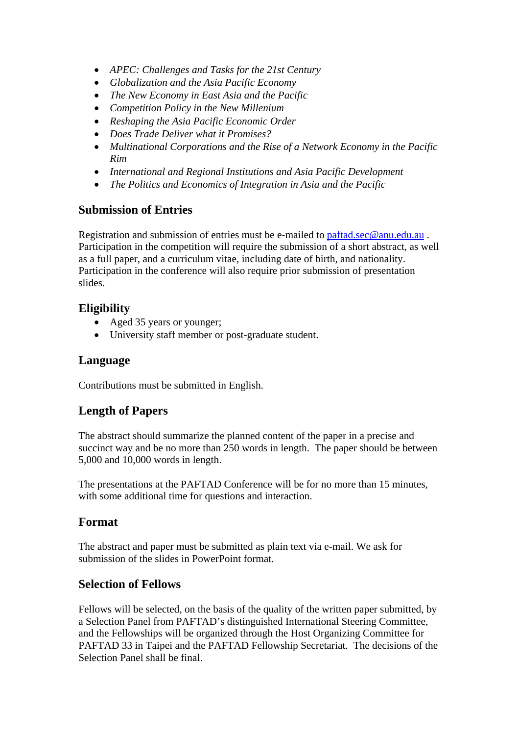- *APEC: Challenges and Tasks for the 21st Century*
- *Globalization and the Asia Pacific Economy*
- *The New Economy in East Asia and the Pacific*
- *Competition Policy in the New Millenium*
- *Reshaping the Asia Pacific Economic Order*
- *Does Trade Deliver what it Promises?*
- *Multinational Corporations and the Rise of a Network Economy in the Pacific Rim*
- *International and Regional Institutions and Asia Pacific Development*
- *The Politics and Economics of Integration in Asia and the Pacific*

## Submission of Entries

Registration and submission of entries must be e-mailed to paftad.sec@anu.edu.au . Participation in the competition will require the submission of a short abstract, as well as a full paper, and a curriculum vitae, including date of birth, and nationality. Participation in the conference will also require prior submission of presentation slides.

## Eligibility

- Aged 35 years or younger;
- University staff member or post-graduate student.

## Language

Contributions must be submitted in English.

## Length of Papers

The abstract should summarize the planned content of the paper in a precise and succinct way and be no more than 250 words in length. The paper should be between 5,000 and 10,000 words in length.

The presentations at the PAFTAD Conference will be for no more than 15 minutes, with some additional time for questions and interaction.

## Format

The abstract and paper must be submitted as plain text via e-mail. We ask for submission of the slides in PowerPoint format.

## Selection of Fellows

Fellows will be selected, on the basis of the quality of the written paper submitted, by a Selection Panel from PAFTAD's distinguished International Steering Committee, and the Fellowships will be organized through the Host Organizing Committee for PAFTAD 33 in Taipei and the PAFTAD Fellowship Secretariat. The decisions of the Selection Panel shall be final.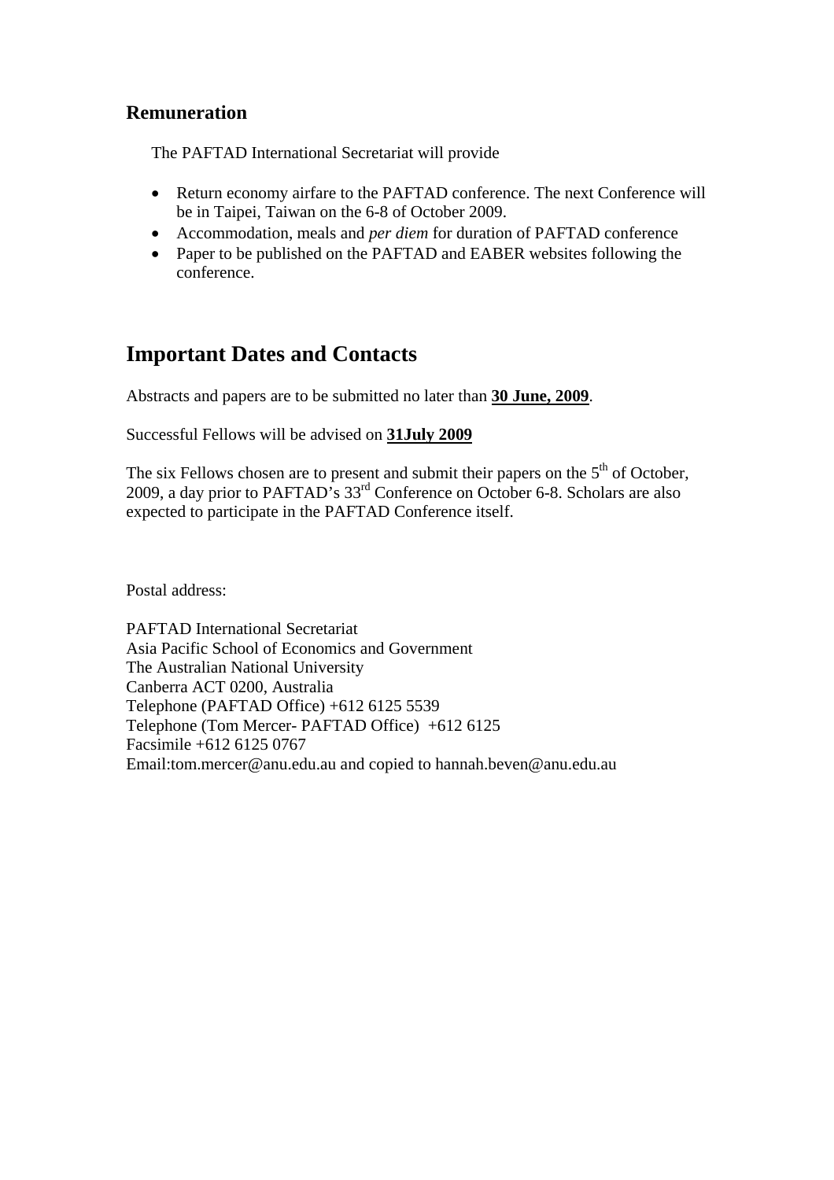### Remuneration

The PAFTAD International Secretariat will provide

- Return economy airfare to the PAFTAD conference. The next Conference will be in Taipei, Taiwan on the 6-8 of October 2009.
- Accommodation, meals and *per diem* for duration of PAFTAD conference
- Paper to be published on the PAFTAD and EABER websites following the conference.

## Important Dates and Contacts

Abstracts and papers are to be submitted no later than **30 June, 2009**.

Successful Fellows will be advised on **31July 2009**

The six Fellows chosen are to present and submit their papers on the 5th of October, 2009, a day prior to PAFTAD's 33rd Conference on October 6-8. Scholars are also expected to participate in the PAFTAD Conference itself.

Postal address:

PAFTAD International Secretariat
Asia Pacific School of Economics and Government
The Australian National University
Canberra ACT 0200, Australia
Telephone (PAFTAD Office) +612 6125 5539
Telephone (Tom Mercer- PAFTAD Office) +612 6125
Facsimile +612 6125 0767
Email:tom.mercer@anu.edu.au and copied to hannah.beven@anu.edu.au